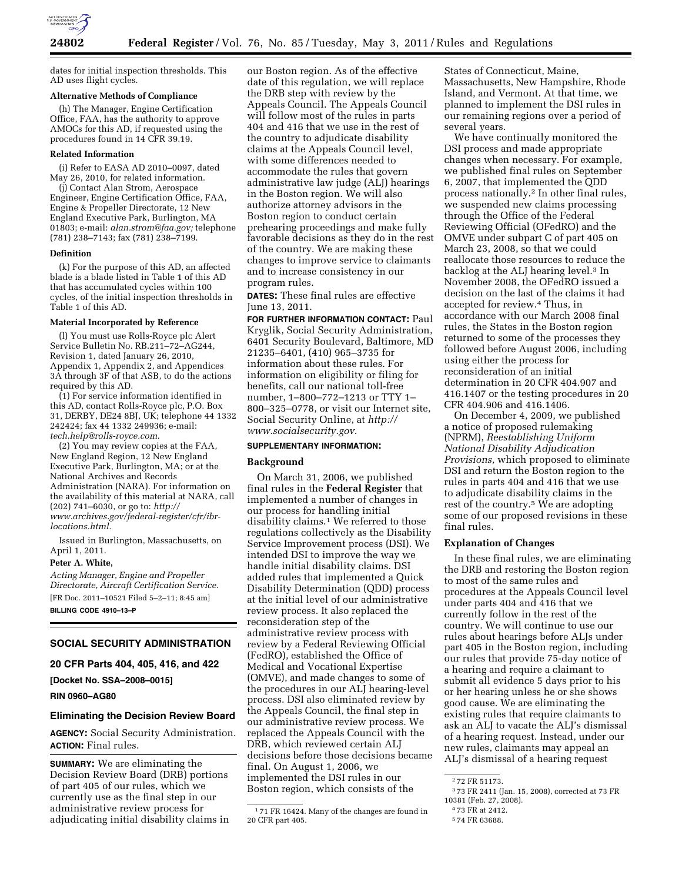dates for initial inspection thresholds. This AD uses flight cycles.

**Alternative Methods of Compliance**

(h) The Manager, Engine Certification Office, FAA, has the authority to approve AMOCs for this AD, if requested using the procedures found in 14 CFR 39.19.

**Related Information**

(i) Refer to EASA AD 2010–0097, dated May 26, 2010, for related information.

(j) Contact Alan Strom, Aerospace Engineer, Engine Certification Office, FAA, Engine & Propeller Directorate, 12 New England Executive Park, Burlington, MA 01803; e-mail: *alan.strom@faa.gov;* telephone (781) 238–7143; fax (781) 238–7199.

**Definition**

(k) For the purpose of this AD, an affected blade is a blade listed in Table 1 of this AD that has accumulated cycles within 100 cycles, of the initial inspection thresholds in Table 1 of this AD.

**Material Incorporated by Reference**

(l) You must use Rolls-Royce plc Alert Service Bulletin No. RB.211–72–AG244, Revision 1, dated January 26, 2010, Appendix 1, Appendix 2, and Appendices 3A through 3F of that ASB, to do the actions required by this AD.

(1) For service information identified in this AD, contact Rolls-Royce plc, P.O. Box 31, DERBY, DE24 8BJ, UK; telephone 44 1332 242424; fax 44 1332 249936; e-mail: *tech.help@rolls-royce.com.*

(2) You may review copies at the FAA, New England Region, 12 New England Executive Park, Burlington, MA; or at the National Archives and Records Administration (NARA). For information on the availability of this material at NARA, call (202) 741–6030, or go to: *http://www.archives.gov/federal-register/cfr/ibr-locations.html.*

Issued in Burlington, Massachusetts, on April 1, 2011.

**Peter A. White,**

*Acting Manager, Engine and Propeller Directorate, Aircraft Certification Service.*

[FR Doc. 2011–10521 Filed 5–2–11; 8:45 am]

**BILLING CODE 4910–13–P**

## SOCIAL SECURITY ADMINISTRATION

### 20 CFR Parts 404, 405, 416, and 422

**[Docket No. SSA–2008–0015]**

**RIN 0960–AG80**

### Eliminating the Decision Review Board

**AGENCY:** Social Security Administration.

**ACTION:** Final rules.

**SUMMARY:** We are eliminating the Decision Review Board (DRB) portions of part 405 of our rules, which we currently use as the final step in our administrative review process for adjudicating initial disability claims in our Boston region. As of the effective date of this regulation, we will replace the DRB step with review by the Appeals Council. The Appeals Council will follow most of the rules in parts 404 and 416 that we use in the rest of the country to adjudicate disability claims at the Appeals Council level, with some differences needed to accommodate the rules that govern administrative law judge (ALJ) hearings in the Boston region. We will also authorize attorney advisors in the Boston region to conduct certain prehearing proceedings and make fully favorable decisions as they do in the rest of the country. We are making these changes to improve service to claimants and to increase consistency in our program rules.

**DATES:** These final rules are effective June 13, 2011.

**FOR FURTHER INFORMATION CONTACT:** Paul Kryglik, Social Security Administration, 6401 Security Boulevard, Baltimore, MD 21235–6401, (410) 965–3735 for information about these rules. For information on eligibility or filing for benefits, call our national toll-free number, 1–800–772–1213 or TTY 1–800–325–0778, or visit our Internet site, Social Security Online, at *http://www.socialsecurity.gov*.

**SUPPLEMENTARY INFORMATION:**

**Background**

On March 31, 2006, we published final rules in the **Federal Register** that implemented a number of changes in our process for handling initial disability claims.[1] We referred to those regulations collectively as the Disability Service Improvement process (DSI). We intended DSI to improve the way we handle initial disability claims. DSI added rules that implemented a Quick Disability Determination (QDD) process at the initial level of our administrative review process. It also replaced the reconsideration step of the administrative review process with review by a Federal Reviewing Official (FedRO), established the Office of Medical and Vocational Expertise (OMVE), and made changes to some of the procedures in our ALJ hearing-level process. DSI also eliminated review by the Appeals Council, the final step in our administrative review process. We replaced the Appeals Council with the DRB, which reviewed certain ALJ decisions before those decisions became final. On August 1, 2006, we implemented the DSI rules in our Boston region, which consists of the States of Connecticut, Maine, Massachusetts, New Hampshire, Rhode Island, and Vermont. At that time, we planned to implement the DSI rules in our remaining regions over a period of several years.

We have continually monitored the DSI process and made appropriate changes when necessary. For example, we published final rules on September 6, 2007, that implemented the QDD process nationally.[2] In other final rules, we suspended new claims processing through the Office of the Federal Reviewing Official (OFedRO) and the OMVE under subpart C of part 405 on March 23, 2008, so that we could reallocate those resources to reduce the backlog at the ALJ hearing level.[3] In November 2008, the OFedRO issued a decision on the last of the claims it had accepted for review.[4] Thus, in accordance with our March 2008 final rules, the States in the Boston region returned to some of the processes they followed before August 2006, including using either the process for reconsideration of an initial determination in 20 CFR 404.907 and 416.1407 or the testing procedures in 20 CFR 404.906 and 416.1406.

On December 4, 2009, we published a notice of proposed rulemaking (NPRM), *Reestablishing Uniform National Disability Adjudication Provisions,* which proposed to eliminate DSI and return the Boston region to the rules in parts 404 and 416 that we use to adjudicate disability claims in the rest of the country.[5] We are adopting some of our proposed revisions in these final rules.

**Explanation of Changes**

In these final rules, we are eliminating the DRB and restoring the Boston region to most of the same rules and procedures at the Appeals Council level under parts 404 and 416 that we currently follow in the rest of the country. We will continue to use our rules about hearings before ALJs under part 405 in the Boston region, including our rules that provide 75-day notice of a hearing and require a claimant to submit all evidence 5 days prior to his or her hearing unless he or she shows good cause. We are eliminating the existing rules that require claimants to ask an ALJ to vacate the ALJ's dismissal of a hearing request. Instead, under our new rules, claimants may appeal an ALJ's dismissal of a hearing request

[1] 71 FR 16424. Many of the changes are found in 20 CFR part 405.

[2] 72 FR 51173.

[3] 73 FR 2411 (Jan. 15, 2008), corrected at 73 FR 10381 (Feb. 27, 2008).

[4] 73 FR at 2412.

[5] 74 FR 63688.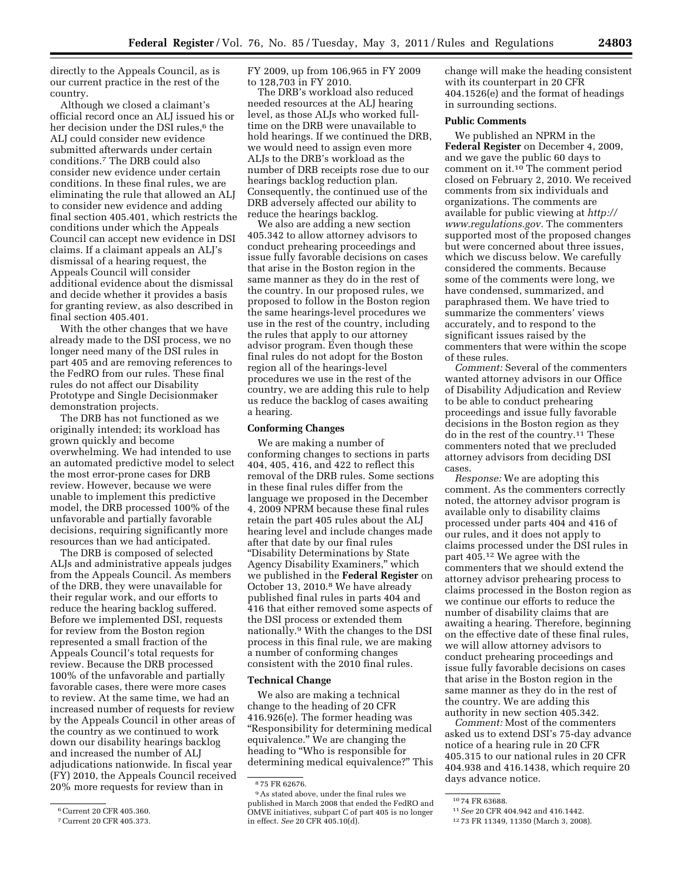directly to the Appeals Council, as is our current practice in the rest of the country.

Although we closed a claimant's official record once an ALJ issued his or her decision under the DSI rules,[6] the ALJ could consider new evidence submitted afterwards under certain conditions.[7] The DRB could also consider new evidence under certain conditions. In these final rules, we are eliminating the rule that allowed an ALJ to consider new evidence and adding final section 405.401, which restricts the conditions under which the Appeals Council can accept new evidence in DSI claims. If a claimant appeals an ALJ's dismissal of a hearing request, the Appeals Council will consider additional evidence about the dismissal and decide whether it provides a basis for granting review, as also described in final section 405.401.

With the other changes that we have already made to the DSI process, we no longer need many of the DSI rules in part 405 and are removing references to the FedRO from our rules. These final rules do not affect our Disability Prototype and Single Decisionmaker demonstration projects.

The DRB has not functioned as we originally intended; its workload has grown quickly and become overwhelming. We had intended to use an automated predictive model to select the most error-prone cases for DRB review. However, because we were unable to implement this predictive model, the DRB processed 100% of the unfavorable and partially favorable decisions, requiring significantly more resources than we had anticipated.

The DRB is composed of selected ALJs and administrative appeals judges from the Appeals Council. As members of the DRB, they were unavailable for their regular work, and our efforts to reduce the hearing backlog suffered. Before we implemented DSI, requests for review from the Boston region represented a small fraction of the Appeals Council's total requests for review. Because the DRB processed 100% of the unfavorable and partially favorable cases, there were more cases to review. At the same time, we had an increased number of requests for review by the Appeals Council in other areas of the country as we continued to work down our disability hearings backlog and increased the number of ALJ adjudications nationwide. In fiscal year (FY) 2010, the Appeals Council received 20% more requests for review than in FY 2009, up from 106,965 in FY 2009 to 128,703 in FY 2010.

The DRB's workload also reduced needed resources at the ALJ hearing level, as those ALJs who worked full-time on the DRB were unavailable to hold hearings. If we continued the DRB, we would need to assign even more ALJs to the DRB's workload as the number of DRB receipts rose due to our hearings backlog reduction plan. Consequently, the continued use of the DRB adversely affected our ability to reduce the hearings backlog.

We also are adding a new section 405.342 to allow attorney advisors to conduct prehearing proceedings and issue fully favorable decisions on cases that arise in the Boston region in the same manner as they do in the rest of the country. In our proposed rules, we proposed to follow in the Boston region the same hearings-level procedures we use in the rest of the country, including the rules that apply to our attorney advisor program. Even though these final rules do not adopt for the Boston region all of the hearings-level procedures we use in the rest of the country, we are adding this rule to help us reduce the backlog of cases awaiting a hearing.

**Conforming Changes**

We are making a number of conforming changes to sections in parts 404, 405, 416, and 422 to reflect this removal of the DRB rules. Some sections in these final rules differ from the language we proposed in the December 4, 2009 NPRM because these final rules retain the part 405 rules about the ALJ hearing level and include changes made after that date by our final rules "Disability Determinations by State Agency Disability Examiners," which we published in the **Federal Register** on October 13, 2010.[8] We have already published final rules in parts 404 and 416 that either removed some aspects of the DSI process or extended them nationally.[9] With the changes to the DSI process in this final rule, we are making a number of conforming changes consistent with the 2010 final rules.

**Technical Change**

We also are making a technical change to the heading of 20 CFR 416.926(e). The former heading was "Responsibility for determining medical equivalence." We are changing the heading to "Who is responsible for determining medical equivalence?" This change will make the heading consistent with its counterpart in 20 CFR 404.1526(e) and the format of headings in surrounding sections.

**Public Comments**

We published an NPRM in the **Federal Register** on December 4, 2009, and we gave the public 60 days to comment on it.[10] The comment period closed on February 2, 2010. We received comments from six individuals and organizations. The comments are available for public viewing at *http://www.regulations.gov*. The commenters supported most of the proposed changes but were concerned about three issues, which we discuss below. We carefully considered the comments. Because some of the comments were long, we have condensed, summarized, and paraphrased them. We have tried to summarize the commenters' views accurately, and to respond to the significant issues raised by the commenters that were within the scope of these rules.

*Comment:* Several of the commenters wanted attorney advisors in our Office of Disability Adjudication and Review to be able to conduct prehearing proceedings and issue fully favorable decisions in the Boston region as they do in the rest of the country.[11] These commenters noted that we precluded attorney advisors from deciding DSI cases.

*Response:* We are adopting this comment. As the commenters correctly noted, the attorney advisor program is available only to disability claims processed under parts 404 and 416 of our rules, and it does not apply to claims processed under the DSI rules in part 405.[12] We agree with the commenters that we should extend the attorney advisor prehearing process to claims processed in the Boston region as we continue our efforts to reduce the number of disability claims that are awaiting a hearing. Therefore, beginning on the effective date of these final rules, we will allow attorney advisors to conduct prehearing proceedings and issue fully favorable decisions on cases that arise in the Boston region in the same manner as they do in the rest of the country. We are adding this authority in new section 405.342.

*Comment:* Most of the commenters asked us to extend DSI's 75-day advance notice of a hearing rule in 20 CFR 405.315 to our national rules in 20 CFR 404.938 and 416.1438, which require 20 days advance notice.

---

[6] Current 20 CFR 405.360.

[7] Current 20 CFR 405.373.

[8] 75 FR 62676.

[9] As stated above, under the final rules we published in March 2008 that ended the FedRO and OMVE initiatives, subpart C of part 405 is no longer in effect. *See* 20 CFR 405.10(d).

[10] 74 FR 63688.

[11] *See* 20 CFR 404.942 and 416.1442.

[12] 73 FR 11349, 11350 (March 3, 2008).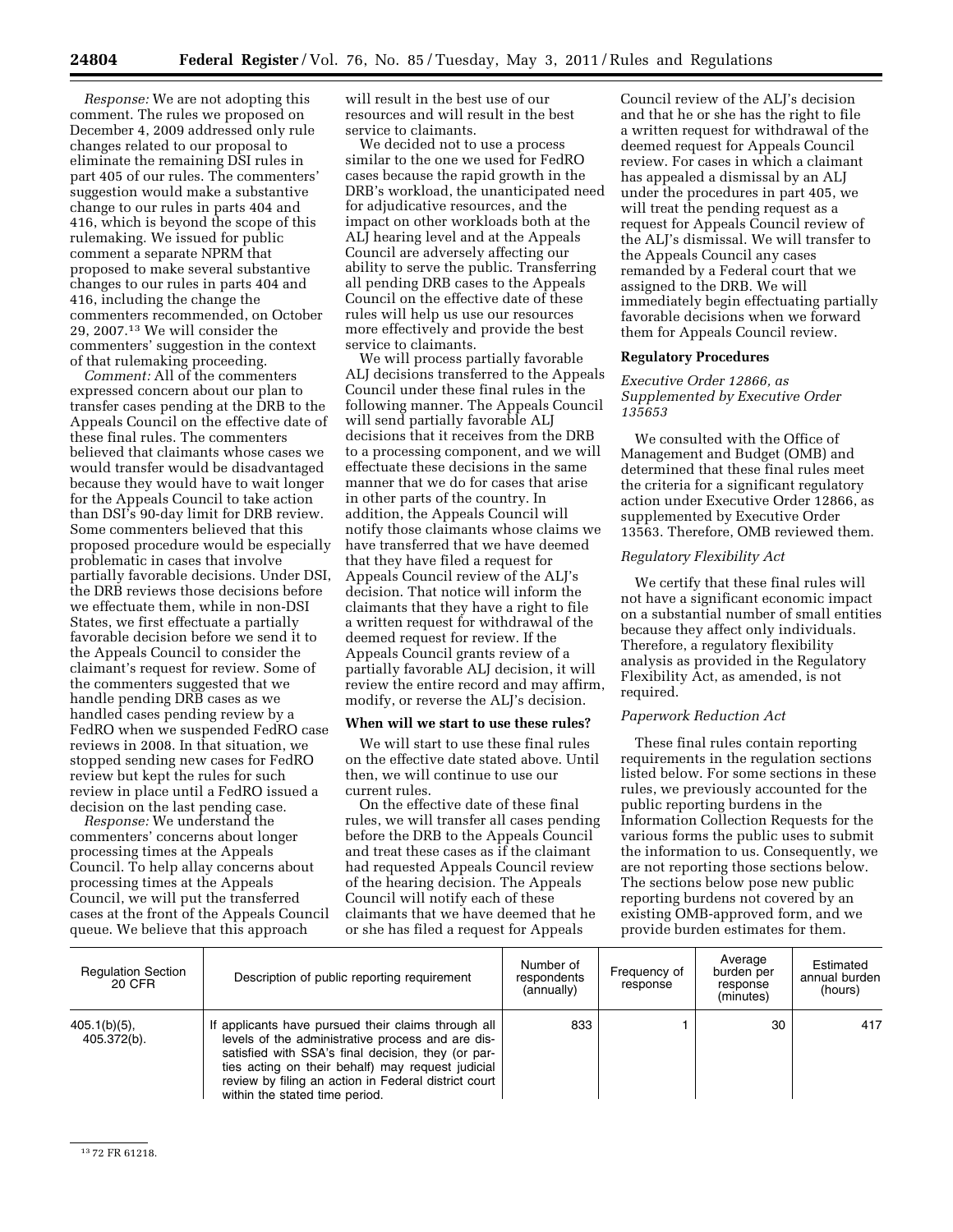*Response:* We are not adopting this comment. The rules we proposed on December 4, 2009 addressed only rule changes related to our proposal to eliminate the remaining DSI rules in part 405 of our rules. The commenters' suggestion would make a substantive change to our rules in parts 404 and 416, which is beyond the scope of this rulemaking. We issued for public comment a separate NPRM that proposed to make several substantive changes to our rules in parts 404 and 416, including the change the commenters recommended, on October 29, 2007.[13] We will consider the commenters' suggestion in the context of that rulemaking proceeding.

*Comment:* All of the commenters expressed concern about our plan to transfer cases pending at the DRB to the Appeals Council on the effective date of these final rules. The commenters believed that claimants whose cases we would transfer would be disadvantaged because they would have to wait longer for the Appeals Council to take action than DSI's 90-day limit for DRB review. Some commenters believed that this proposed procedure would be especially problematic in cases that involve partially favorable decisions. Under DSI, the DRB reviews those decisions before we effectuate them, while in non-DSI States, we first effectuate a partially favorable decision before we send it to the Appeals Council to consider the claimant's request for review. Some of the commenters suggested that we handle pending DRB cases as we handled cases pending review by a FedRO when we suspended FedRO case reviews in 2008. In that situation, we stopped sending new cases for FedRO review but kept the rules for such review in place until a FedRO issued a decision on the last pending case.

*Response:* We understand the commenters' concerns about longer processing times at the Appeals Council. To help allay concerns about processing times at the Appeals Council, we will put the transferred cases at the front of the Appeals Council queue. We believe that this approach will result in the best use of our resources and will result in the best service to claimants.

We decided not to use a process similar to the one we used for FedRO cases because the rapid growth in the DRB's workload, the unanticipated need for adjudicative resources, and the impact on other workloads both at the ALJ hearing level and at the Appeals Council are adversely affecting our ability to serve the public. Transferring all pending DRB cases to the Appeals Council on the effective date of these rules will help us use our resources more effectively and provide the best service to claimants.

We will process partially favorable ALJ decisions transferred to the Appeals Council under these final rules in the following manner. The Appeals Council will send partially favorable ALJ decisions that it receives from the DRB to a processing component, and we will effectuate these decisions in the same manner that we do for cases that arise in other parts of the country. In addition, the Appeals Council will notify those claimants whose claims we have transferred that we have deemed that they have filed a request for Appeals Council review of the ALJ's decision. That notice will inform the claimants that they have a right to file a written request for withdrawal of the deemed request for review. If the Appeals Council grants review of a partially favorable ALJ decision, it will review the entire record and may affirm, modify, or reverse the ALJ's decision.

**When will we start to use these rules?**

We will start to use these final rules on the effective date stated above. Until then, we will continue to use our current rules.

On the effective date of these final rules, we will transfer all cases pending before the DRB to the Appeals Council and treat these cases as if the claimant had requested Appeals Council review of the hearing decision. The Appeals Council will notify each of these claimants that we have deemed that he or she has filed a request for Appeals Council review of the ALJ's decision and that he or she has the right to file a written request for withdrawal of the deemed request for Appeals Council review. For cases in which a claimant has appealed a dismissal by an ALJ under the procedures in part 405, we will treat the pending request as a request for Appeals Council review of the ALJ's dismissal. We will transfer to the Appeals Council any cases remanded by a Federal court that we assigned to the DRB. We will immediately begin effectuating partially favorable decisions when we forward them for Appeals Council review.

**Regulatory Procedures**

*Executive Order 12866, as Supplemented by Executive Order 135653*

We consulted with the Office of Management and Budget (OMB) and determined that these final rules meet the criteria for a significant regulatory action under Executive Order 12866, as supplemented by Executive Order 13563. Therefore, OMB reviewed them.

*Regulatory Flexibility Act*

We certify that these final rules will not have a significant economic impact on a substantial number of small entities because they affect only individuals. Therefore, a regulatory flexibility analysis as provided in the Regulatory Flexibility Act, as amended, is not required.

*Paperwork Reduction Act*

These final rules contain reporting requirements in the regulation sections listed below. For some sections in these rules, we previously accounted for the public reporting burdens in the Information Collection Requests for the various forms the public uses to submit the information to us. Consequently, we are not reporting those sections below. The sections below pose new public reporting burdens not covered by an existing OMB-approved form, and we provide burden estimates for them.

| Regulation Section 20 CFR | Description of public reporting requirement | Number of respondents (annually) | Frequency of response | Average burden per response (minutes) | Estimated annual burden (hours) |
|---|---|---|---|---|---|
| 405.1(b)(5), 405.372(b). | If applicants have pursued their claims through all levels of the administrative process and are dissatisfied with SSA's final decision, they (or parties acting on their behalf) may request judicial review by filing an action in Federal district court within the stated time period. | 833 | 1 | 30 | 417 |

[13] 72 FR 61218.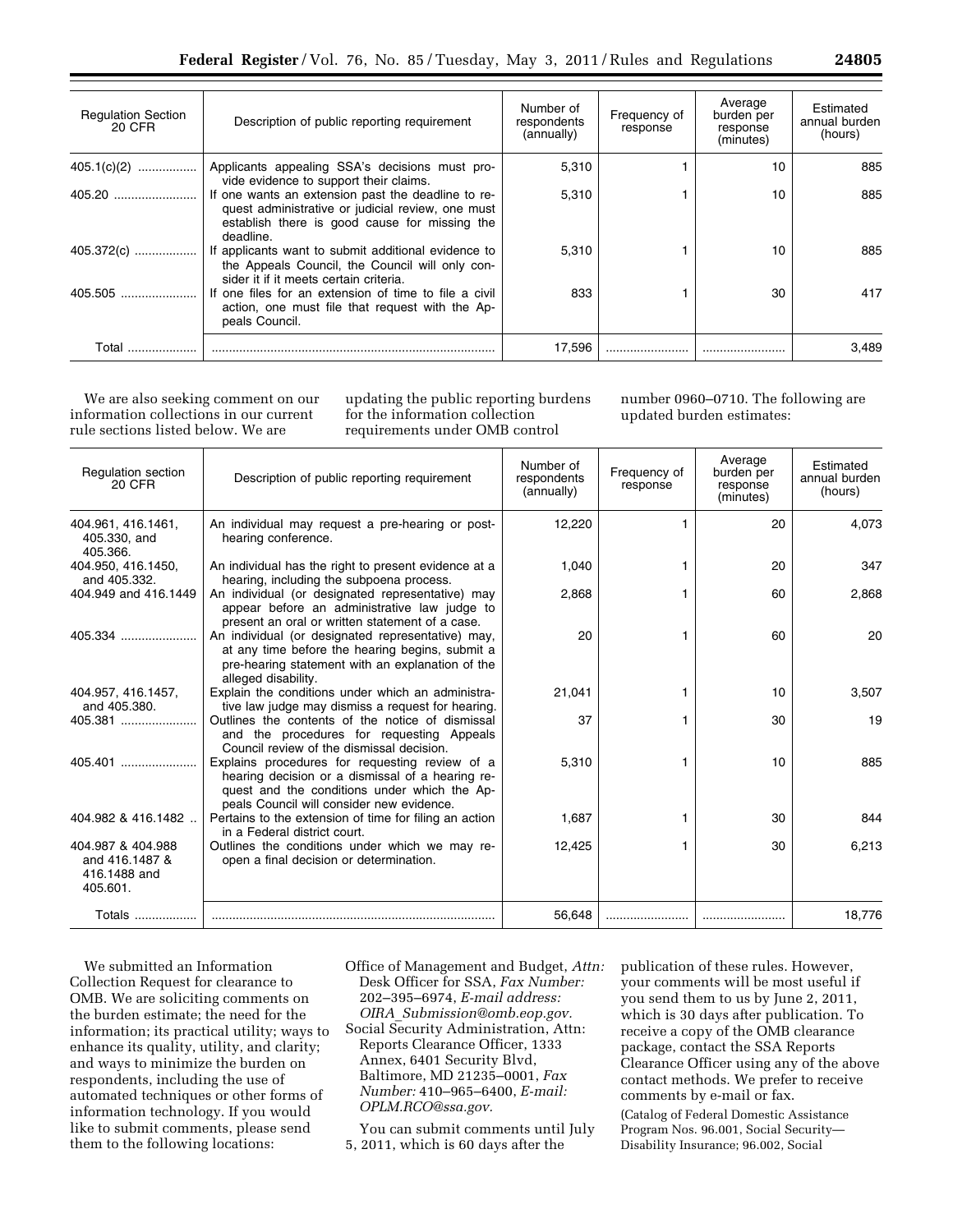| Regulation Section 20 CFR | Description of public reporting requirement | Number of respondents (annually) | Frequency of response | Average burden per response (minutes) | Estimated annual burden (hours) |
|---|---|---|---|---|---|
| 405.1(c)(2) | Applicants appealing SSA's decisions must provide evidence to support their claims. | 5,310 | 1 | 10 | 885 |
| 405.20 | If one wants an extension past the deadline to request administrative or judicial review, one must establish there is good cause for missing the deadline. | 5,310 | 1 | 10 | 885 |
| 405.372(c) | If applicants want to submit additional evidence to the Appeals Council, the Council will only consider it if it meets certain criteria. | 5,310 | 1 | 10 | 885 |
| 405.505 | If one files for an extension of time to file a civil action, one must file that request with the Appeals Council. | 833 | 1 | 30 | 417 |
| Total | | 17,596 | | | 3,489 |

We are also seeking comment on our information collections in our current rule sections listed below. We are updating the public reporting burdens for the information collection requirements under OMB control number 0960–0710. The following are updated burden estimates:

| Regulation section 20 CFR | Description of public reporting requirement | Number of respondents (annually) | Frequency of response | Average burden per response (minutes) | Estimated annual burden (hours) |
|---|---|---|---|---|---|
| 404.961, 416.1461, 405.330, and 405.366. | An individual may request a pre-hearing or post-hearing conference. | 12,220 | 1 | 20 | 4,073 |
| 404.950, 416.1450, and 405.332. | An individual has the right to present evidence at a hearing, including the subpoena process. | 1,040 | 1 | 20 | 347 |
| 404.949 and 416.1449 | An individual (or designated representative) may appear before an administrative law judge to present an oral or written statement of a case. | 2,868 | 1 | 60 | 2,868 |
| 405.334 | An individual (or designated representative) may, at any time before the hearing begins, submit a pre-hearing statement with an explanation of the alleged disability. | 20 | 1 | 60 | 20 |
| 404.957, 416.1457, and 405.380. | Explain the conditions under which an administrative law judge may dismiss a request for hearing. | 21,041 | 1 | 10 | 3,507 |
| 405.381 | Outlines the contents of the notice of dismissal and the procedures for requesting Appeals Council review of the dismissal decision. | 37 | 1 | 30 | 19 |
| 405.401 | Explains procedures for requesting review of a hearing decision or a dismissal of a hearing request and the conditions under which the Appeals Council will consider new evidence. | 5,310 | 1 | 10 | 885 |
| 404.982 & 416.1482 | Pertains to the extension of time for filing an action in a Federal district court. | 1,687 | 1 | 30 | 844 |
| 404.987 & 404.988 and 416.1487 & 416.1488 and 405.601. | Outlines the conditions under which we may reopen a final decision or determination. | 12,425 | 1 | 30 | 6,213 |
| Totals | | 56,648 | | | 18,776 |

We submitted an Information Collection Request for clearance to OMB. We are soliciting comments on the burden estimate; the need for the information; its practical utility; ways to enhance its quality, utility, and clarity; and ways to minimize the burden on respondents, including the use of automated techniques or other forms of information technology. If you would like to submit comments, please send them to the following locations:

Office of Management and Budget, *Attn:* Desk Officer for SSA, *Fax Number:* 202–395–6974, *E-mail address: OIRA_Submission@omb.eop.gov.*

Social Security Administration, Attn: Reports Clearance Officer, 1333 Annex, 6401 Security Blvd, Baltimore, MD 21235–0001, *Fax Number:* 410–965–6400, *E-mail: OPLM.RCO@ssa.gov.*

You can submit comments until July 5, 2011, which is 60 days after the publication of these rules. However, your comments will be most useful if you send them to us by June 2, 2011, which is 30 days after publication. To receive a copy of the OMB clearance package, contact the SSA Reports Clearance Officer using any of the above contact methods. We prefer to receive comments by e-mail or fax.

(Catalog of Federal Domestic Assistance Program Nos. 96.001, Social Security— Disability Insurance; 96.002, Social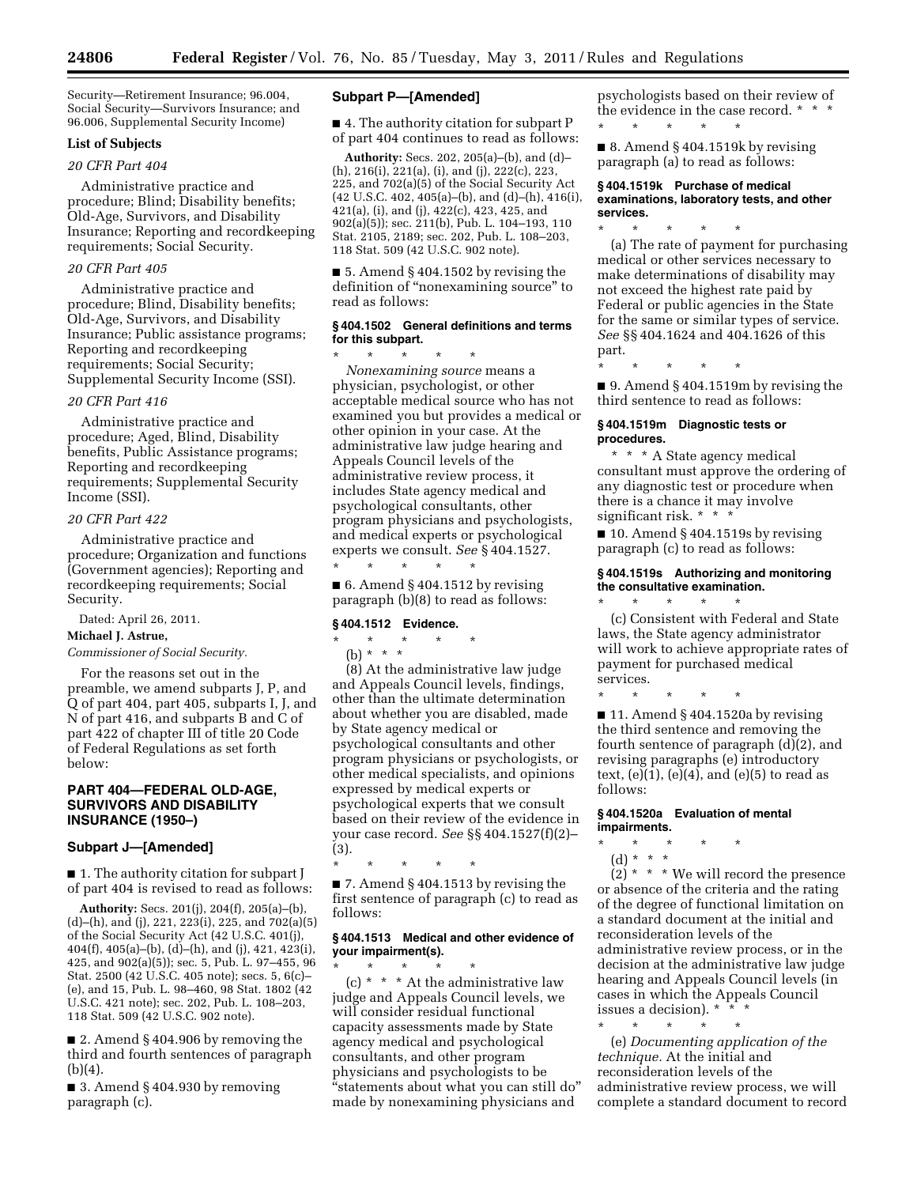Security—Retirement Insurance; 96.004, Social Security—Survivors Insurance; and 96.006, Supplemental Security Income)

**List of Subjects**

*20 CFR Part 404*

Administrative practice and procedure; Blind; Disability benefits; Old-Age, Survivors, and Disability Insurance; Reporting and recordkeeping requirements; Social Security.

*20 CFR Part 405*

Administrative practice and procedure; Blind, Disability benefits; Old-Age, Survivors, and Disability Insurance; Public assistance programs; Reporting and recordkeeping requirements; Social Security; Supplemental Security Income (SSI).

*20 CFR Part 416*

Administrative practice and procedure; Aged, Blind, Disability benefits, Public Assistance programs; Reporting and recordkeeping requirements; Supplemental Security Income (SSI).

*20 CFR Part 422*

Administrative practice and procedure; Organization and functions (Government agencies); Reporting and recordkeeping requirements; Social Security.

Dated: April 26, 2011.

**Michael J. Astrue,**

*Commissioner of Social Security.*

For the reasons set out in the preamble, we amend subparts J, P, and Q of part 404, part 405, subparts I, J, and N of part 416, and subparts B and C of part 422 of chapter III of title 20 Code of Federal Regulations as set forth below:

## PART 404—FEDERAL OLD-AGE, SURVIVORS AND DISABILITY INSURANCE (1950–)

### Subpart J—[Amended]

■ 1. The authority citation for subpart J of part 404 is revised to read as follows:

**Authority:** Secs. 201(j), 204(f), 205(a)–(b), (d)–(h), and (j), 221, 223(i), 225, and 702(a)(5) of the Social Security Act (42 U.S.C. 401(j), 404(f), 405(a)–(b), (d)–(h), and (j), 421, 423(i), 425, and 902(a)(5)); sec. 5, Pub. L. 97–455, 96 Stat. 2500 (42 U.S.C. 405 note); secs. 5, 6(c)–(e), and 15, Pub. L. 98–460, 98 Stat. 1802 (42 U.S.C. 421 note); sec. 202, Pub. L. 108–203, 118 Stat. 509 (42 U.S.C. 902 note).

■ 2. Amend § 404.906 by removing the third and fourth sentences of paragraph (b)(4).

■ 3. Amend § 404.930 by removing paragraph (c).

### Subpart P—[Amended]

■ 4. The authority citation for subpart P of part 404 continues to read as follows:

**Authority:** Secs. 202, 205(a)–(b), and (d)–(h), 216(i), 221(a), (i), and (j), 222(c), 223, 225, and 702(a)(5) of the Social Security Act (42 U.S.C. 402, 405(a)–(b), and (d)–(h), 416(i), 421(a), (i), and (j), 422(c), 423, 425, and 902(a)(5)); sec. 211(b), Pub. L. 104–193, 110 Stat. 2105, 2189; sec. 202, Pub. L. 108–203, 118 Stat. 509 (42 U.S.C. 902 note).

■ 5. Amend § 404.1502 by revising the definition of "nonexamining source" to read as follows:

#### § 404.1502 General definitions and terms for this subpart.

\* \* \* \* \*

*Nonexamining source* means a physician, psychologist, or other acceptable medical source who has not examined you but provides a medical or other opinion in your case. At the administrative law judge hearing and Appeals Council levels of the administrative review process, it includes State agency medical and psychological consultants, other program physicians and psychologists, and medical experts or psychological experts we consult. *See* § 404.1527.

\* \* \* \* \*

■ 6. Amend § 404.1512 by revising paragraph (b)(8) to read as follows:

#### § 404.1512 Evidence.

\* \* \* \* \*

(b) \* \* \*

(8) At the administrative law judge and Appeals Council levels, findings, other than the ultimate determination about whether you are disabled, made by State agency medical or psychological consultants and other program physicians or psychologists, or other medical specialists, and opinions expressed by medical experts or psychological experts that we consult based on their review of the evidence in your case record. *See* §§ 404.1527(f)(2)–(3).

\* \* \* \* \*

■ 7. Amend § 404.1513 by revising the first sentence of paragraph (c) to read as follows:

#### § 404.1513 Medical and other evidence of your impairment(s).

\* \* \* \* \*

(c) \* \* \* At the administrative law judge and Appeals Council levels, we will consider residual functional capacity assessments made by State agency medical and psychological consultants, and other program physicians and psychologists to be "statements about what you can still do" made by nonexamining physicians and psychologists based on their review of the evidence in the case record. \* \* \*

\* \* \* \* \*

■ 8. Amend § 404.1519k by revising paragraph (a) to read as follows:

#### § 404.1519k Purchase of medical examinations, laboratory tests, and other services.

\* \* \* \* \*

(a) The rate of payment for purchasing medical or other services necessary to make determinations of disability may not exceed the highest rate paid by Federal or public agencies in the State for the same or similar types of service. *See* §§ 404.1624 and 404.1626 of this part.

\* \* \* \* \*

■ 9. Amend § 404.1519m by revising the third sentence to read as follows:

#### § 404.1519m Diagnostic tests or procedures.

\* \* \* A State agency medical consultant must approve the ordering of any diagnostic test or procedure when there is a chance it may involve significant risk. \* \* \*

■ 10. Amend § 404.1519s by revising paragraph (c) to read as follows:

#### § 404.1519s Authorizing and monitoring the consultative examination.

\* \* \* \* \*

(c) Consistent with Federal and State laws, the State agency administrator will work to achieve appropriate rates of payment for purchased medical services.

\* \* \* \* \*

■ 11. Amend § 404.1520a by revising the third sentence and removing the fourth sentence of paragraph (d)(2), and revising paragraphs (e) introductory text, (e)(1), (e)(4), and (e)(5) to read as follows:

#### § 404.1520a Evaluation of mental impairments.

\* \* \* \* \*

(d) \* \* \*

(2) \* \* \* We will record the presence or absence of the criteria and the rating of the degree of functional limitation on a standard document at the initial and reconsideration levels of the administrative review process, or in the decision at the administrative law judge hearing and Appeals Council levels (in cases in which the Appeals Council issues a decision). \* \* \*

\* \* \* \* \*

(e) *Documenting application of the technique.* At the initial and reconsideration levels of the administrative review process, we will complete a standard document to record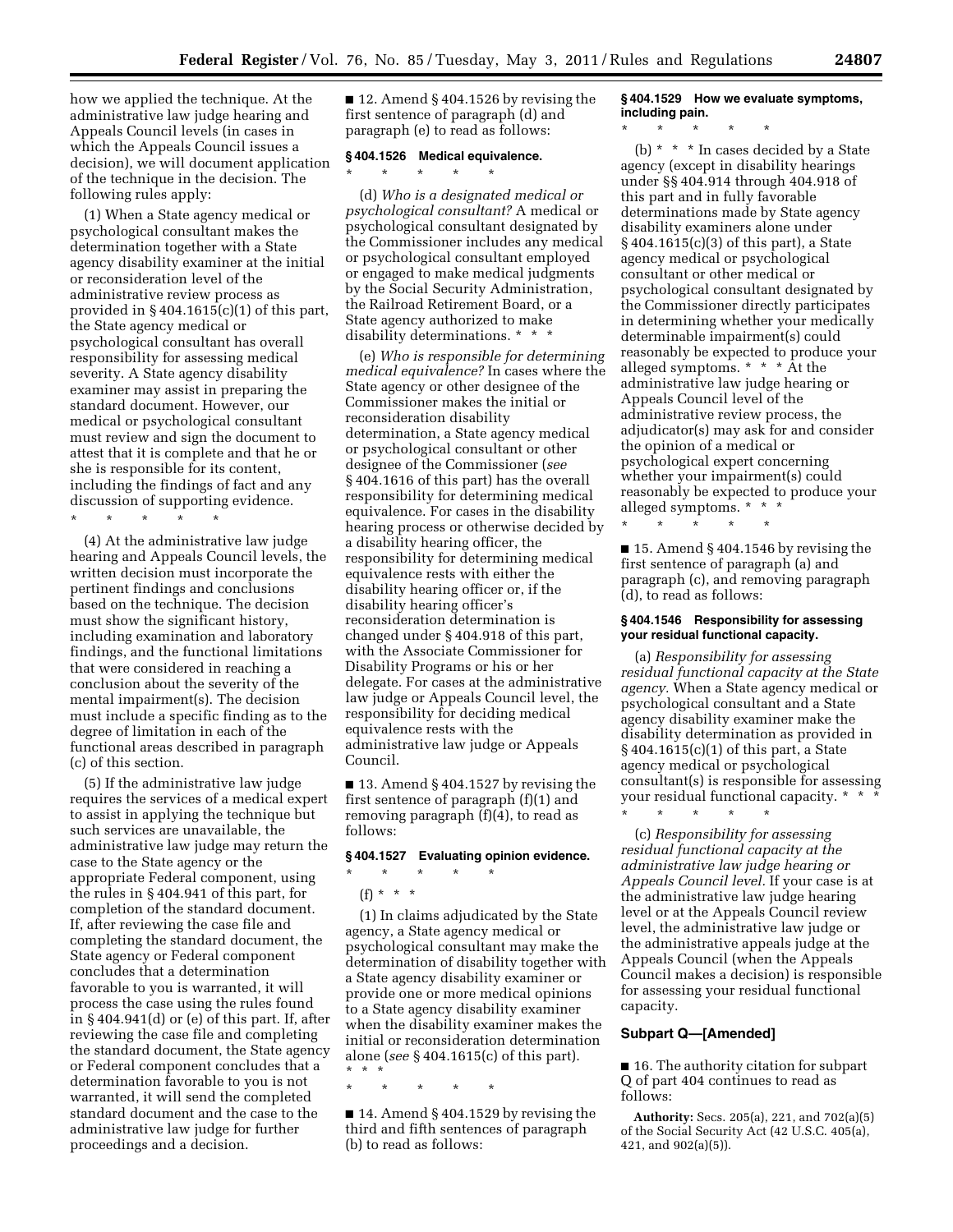how we applied the technique. At the administrative law judge hearing and Appeals Council levels (in cases in which the Appeals Council issues a decision), we will document application of the technique in the decision. The following rules apply:

(1) When a State agency medical or psychological consultant makes the determination together with a State agency disability examiner at the initial or reconsideration level of the administrative review process as provided in § 404.1615(c)(1) of this part, the State agency medical or psychological consultant has overall responsibility for assessing medical severity. A State agency disability examiner may assist in preparing the standard document. However, our medical or psychological consultant must review and sign the document to attest that it is complete and that he or she is responsible for its content, including the findings of fact and any discussion of supporting evidence.

\* \* \* \* \*

(4) At the administrative law judge hearing and Appeals Council levels, the written decision must incorporate the pertinent findings and conclusions based on the technique. The decision must show the significant history, including examination and laboratory findings, and the functional limitations that were considered in reaching a conclusion about the severity of the mental impairment(s). The decision must include a specific finding as to the degree of limitation in each of the functional areas described in paragraph (c) of this section.

(5) If the administrative law judge requires the services of a medical expert to assist in applying the technique but such services are unavailable, the administrative law judge may return the case to the State agency or the appropriate Federal component, using the rules in § 404.941 of this part, for completion of the standard document. If, after reviewing the case file and completing the standard document, the State agency or Federal component concludes that a determination favorable to you is warranted, it will process the case using the rules found in § 404.941(d) or (e) of this part. If, after reviewing the case file and completing the standard document, the State agency or Federal component concludes that a determination favorable to you is not warranted, it will send the completed standard document and the case to the administrative law judge for further proceedings and a decision.

■ 12. Amend § 404.1526 by revising the first sentence of paragraph (d) and paragraph (e) to read as follows:

### § 404.1526 Medical equivalence.

\* \* \* \* \*

(d) *Who is a designated medical or psychological consultant?* A medical or psychological consultant designated by the Commissioner includes any medical or psychological consultant employed or engaged to make medical judgments by the Social Security Administration, the Railroad Retirement Board, or a State agency authorized to make disability determinations. \* \* \*

(e) *Who is responsible for determining medical equivalence?* In cases where the State agency or other designee of the Commissioner makes the initial or reconsideration disability determination, a State agency medical or psychological consultant or other designee of the Commissioner (*see* § 404.1616 of this part) has the overall responsibility for determining medical equivalence. For cases in the disability hearing process or otherwise decided by a disability hearing officer, the responsibility for determining medical equivalence rests with either the disability hearing officer or, if the disability hearing officer's reconsideration determination is changed under § 404.918 of this part, with the Associate Commissioner for Disability Programs or his or her delegate. For cases at the administrative law judge or Appeals Council level, the responsibility for deciding medical equivalence rests with the administrative law judge or Appeals Council.

■ 13. Amend § 404.1527 by revising the first sentence of paragraph (f)(1) and removing paragraph (f)(4), to read as follows:

### § 404.1527 Evaluating opinion evidence.

\* \* \* \* \*

(f) \* \* \*

(1) In claims adjudicated by the State agency, a State agency medical or psychological consultant may make the determination of disability together with a State agency disability examiner or provide one or more medical opinions to a State agency disability examiner when the disability examiner makes the initial or reconsideration determination alone (*see* § 404.1615(c) of this part). \* \* \*

\* \* \* \* \*

■ 14. Amend § 404.1529 by revising the third and fifth sentences of paragraph (b) to read as follows:

### § 404.1529 How we evaluate symptoms, including pain.

\* \* \* \* \*

(b) \* \* \* In cases decided by a State agency (except in disability hearings under §§ 404.914 through 404.918 of this part and in fully favorable determinations made by State agency disability examiners alone under § 404.1615(c)(3) of this part), a State agency medical or psychological consultant or other medical or psychological consultant designated by the Commissioner directly participates in determining whether your medically determinable impairment(s) could reasonably be expected to produce your alleged symptoms. \* \* \* At the administrative law judge hearing or Appeals Council level of the administrative review process, the adjudicator(s) may ask for and consider the opinion of a medical or psychological expert concerning whether your impairment(s) could reasonably be expected to produce your alleged symptoms. \* \* \*

\* \* \* \* \*

■ 15. Amend § 404.1546 by revising the first sentence of paragraph (a) and paragraph (c), and removing paragraph (d), to read as follows:

### § 404.1546 Responsibility for assessing your residual functional capacity.

(a) *Responsibility for assessing residual functional capacity at the State agency.* When a State agency medical or psychological consultant and a State agency disability examiner make the disability determination as provided in § 404.1615(c)(1) of this part, a State agency medical or psychological consultant(s) is responsible for assessing your residual functional capacity. \* \* \*

\* \* \* \* \*

(c) *Responsibility for assessing residual functional capacity at the administrative law judge hearing or Appeals Council level.* If your case is at the administrative law judge hearing level or at the Appeals Council review level, the administrative law judge or the administrative appeals judge at the Appeals Council (when the Appeals Council makes a decision) is responsible for assessing your residual functional capacity.

## Subpart Q—[Amended]

■ 16. The authority citation for subpart Q of part 404 continues to read as follows:

**Authority:** Secs. 205(a), 221, and 702(a)(5) of the Social Security Act (42 U.S.C. 405(a), 421, and 902(a)(5)).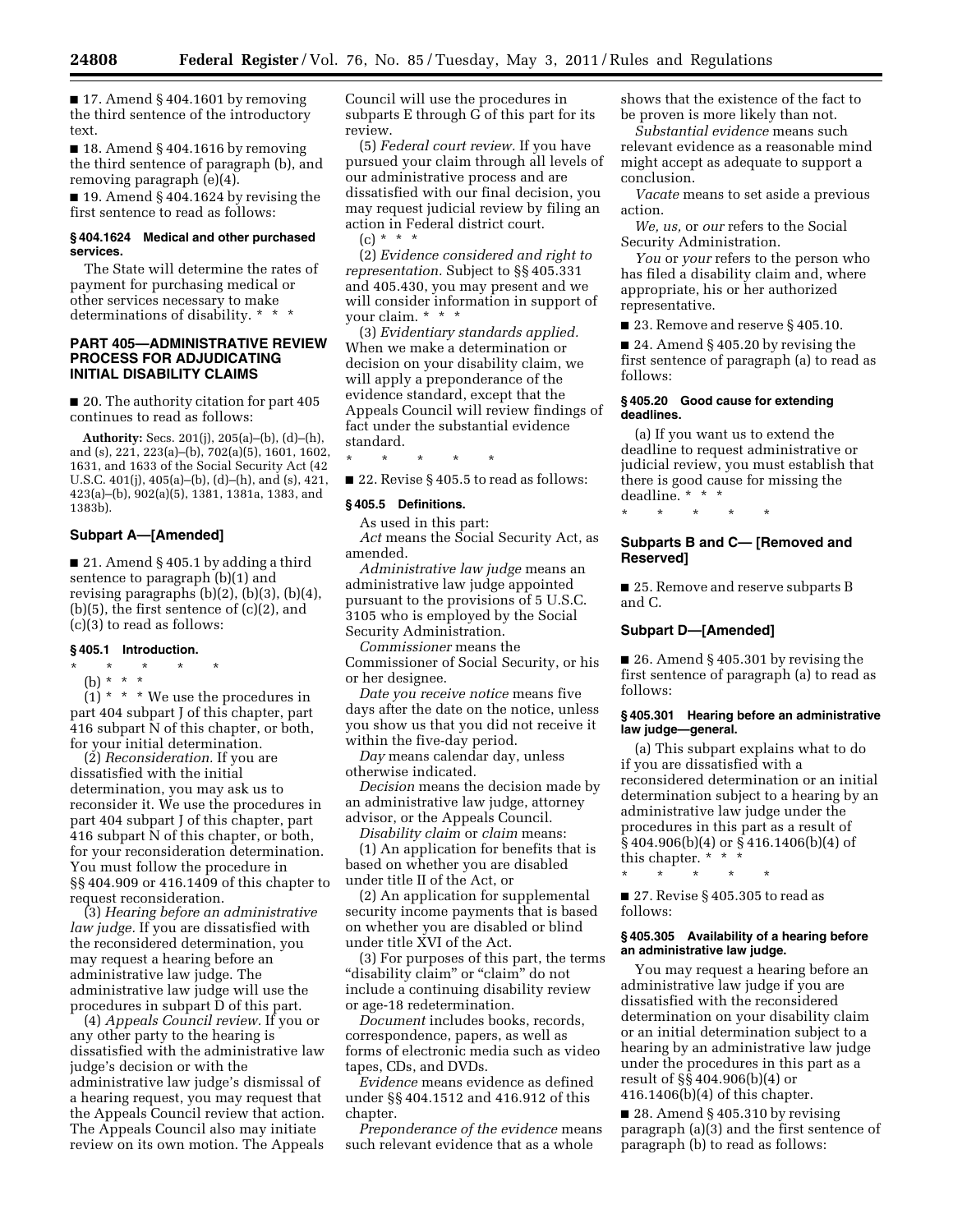■ 17. Amend § 404.1601 by removing the third sentence of the introductory text.

■ 18. Amend § 404.1616 by removing the third sentence of paragraph (b), and removing paragraph (e)(4).

■ 19. Amend § 404.1624 by revising the first sentence to read as follows:

#### § 404.1624 Medical and other purchased services.

The State will determine the rates of payment for purchasing medical or other services necessary to make determinations of disability. * * *

### PART 405—ADMINISTRATIVE REVIEW PROCESS FOR ADJUDICATING INITIAL DISABILITY CLAIMS

■ 20. The authority citation for part 405 continues to read as follows:

**Authority:** Secs. 201(j), 205(a)–(b), (d)–(h), and (s), 221, 223(a)–(b), 702(a)(5), 1601, 1602, 1631, and 1633 of the Social Security Act (42 U.S.C. 401(j), 405(a)–(b), (d)–(h), and (s), 421, 423(a)–(b), 902(a)(5), 1381, 1381a, 1383, and 1383b).

### Subpart A—[Amended]

■ 21. Amend § 405.1 by adding a third sentence to paragraph (b)(1) and revising paragraphs (b)(2), (b)(3), (b)(4), (b)(5), the first sentence of (c)(2), and (c)(3) to read as follows:

#### § 405.1 Introduction.

\* \* \* \* \*

(b) * * *

(1) * * * We use the procedures in part 404 subpart J of this chapter, part 416 subpart N of this chapter, or both, for your initial determination.

(2) *Reconsideration.* If you are dissatisfied with the initial determination, you may ask us to reconsider it. We use the procedures in part 404 subpart J of this chapter, part 416 subpart N of this chapter, or both, for your reconsideration determination. You must follow the procedure in §§ 404.909 or 416.1409 of this chapter to request reconsideration.

(3) *Hearing before an administrative law judge.* If you are dissatisfied with the reconsidered determination, you may request a hearing before an administrative law judge. The administrative law judge will use the procedures in subpart D of this part.

(4) *Appeals Council review.* If you or any other party to the hearing is dissatisfied with the administrative law judge's decision or with the administrative law judge's dismissal of a hearing request, you may request that the Appeals Council review that action. The Appeals Council also may initiate review on its own motion. The Appeals Council will use the procedures in subparts E through G of this part for its review.

(5) *Federal court review.* If you have pursued your claim through all levels of our administrative process and are dissatisfied with our final decision, you may request judicial review by filing an action in Federal district court.

(c) * * *

(2) *Evidence considered and right to representation.* Subject to §§ 405.331 and 405.430, you may present and we will consider information in support of your claim. * * *

(3) *Evidentiary standards applied.* When we make a determination or decision on your disability claim, we will apply a preponderance of the evidence standard, except that the Appeals Council will review findings of fact under the substantial evidence standard.

\* \* \* \* \*

■ 22. Revise § 405.5 to read as follows:

#### § 405.5 Definitions.

As used in this part:

*Act* means the Social Security Act, as amended.

*Administrative law judge* means an administrative law judge appointed pursuant to the provisions of 5 U.S.C. 3105 who is employed by the Social Security Administration.

*Commissioner* means the Commissioner of Social Security, or his or her designee.

*Date you receive notice* means five days after the date on the notice, unless you show us that you did not receive it within the five-day period.

*Day* means calendar day, unless otherwise indicated.

*Decision* means the decision made by an administrative law judge, attorney advisor, or the Appeals Council.

*Disability claim* or *claim* means:

(1) An application for benefits that is based on whether you are disabled under title II of the Act, or

(2) An application for supplemental security income payments that is based on whether you are disabled or blind under title XVI of the Act.

(3) For purposes of this part, the terms "disability claim" or "claim" do not include a continuing disability review or age-18 redetermination.

*Document* includes books, records, correspondence, papers, as well as forms of electronic media such as video tapes, CDs, and DVDs.

*Evidence* means evidence as defined under §§ 404.1512 and 416.912 of this chapter.

*Preponderance of the evidence* means such relevant evidence that as a whole shows that the existence of the fact to be proven is more likely than not.

*Substantial evidence* means such relevant evidence as a reasonable mind might accept as adequate to support a conclusion.

*Vacate* means to set aside a previous action.

*We, us,* or *our* refers to the Social Security Administration.

*You* or *your* refers to the person who has filed a disability claim and, where appropriate, his or her authorized representative.

■ 23. Remove and reserve § 405.10.

■ 24. Amend § 405.20 by revising the first sentence of paragraph (a) to read as follows:

#### § 405.20 Good cause for extending deadlines.

(a) If you want us to extend the deadline to request administrative or judicial review, you must establish that there is good cause for missing the deadline. * * *

\* \* \* \* \*

### Subparts B and C— [Removed and Reserved]

■ 25. Remove and reserve subparts B and C.

### Subpart D—[Amended]

■ 26. Amend § 405.301 by revising the first sentence of paragraph (a) to read as follows:

#### § 405.301 Hearing before an administrative law judge—general.

(a) This subpart explains what to do if you are dissatisfied with a reconsidered determination or an initial determination subject to a hearing by an administrative law judge under the procedures in this part as a result of § 404.906(b)(4) or § 416.1406(b)(4) of this chapter. * * *

\* \* \* \* \*

■ 27. Revise § 405.305 to read as follows:

#### § 405.305 Availability of a hearing before an administrative law judge.

You may request a hearing before an administrative law judge if you are dissatisfied with the reconsidered determination on your disability claim or an initial determination subject to a hearing by an administrative law judge under the procedures in this part as a result of §§ 404.906(b)(4) or 416.1406(b)(4) of this chapter.

■ 28. Amend § 405.310 by revising paragraph (a)(3) and the first sentence of paragraph (b) to read as follows: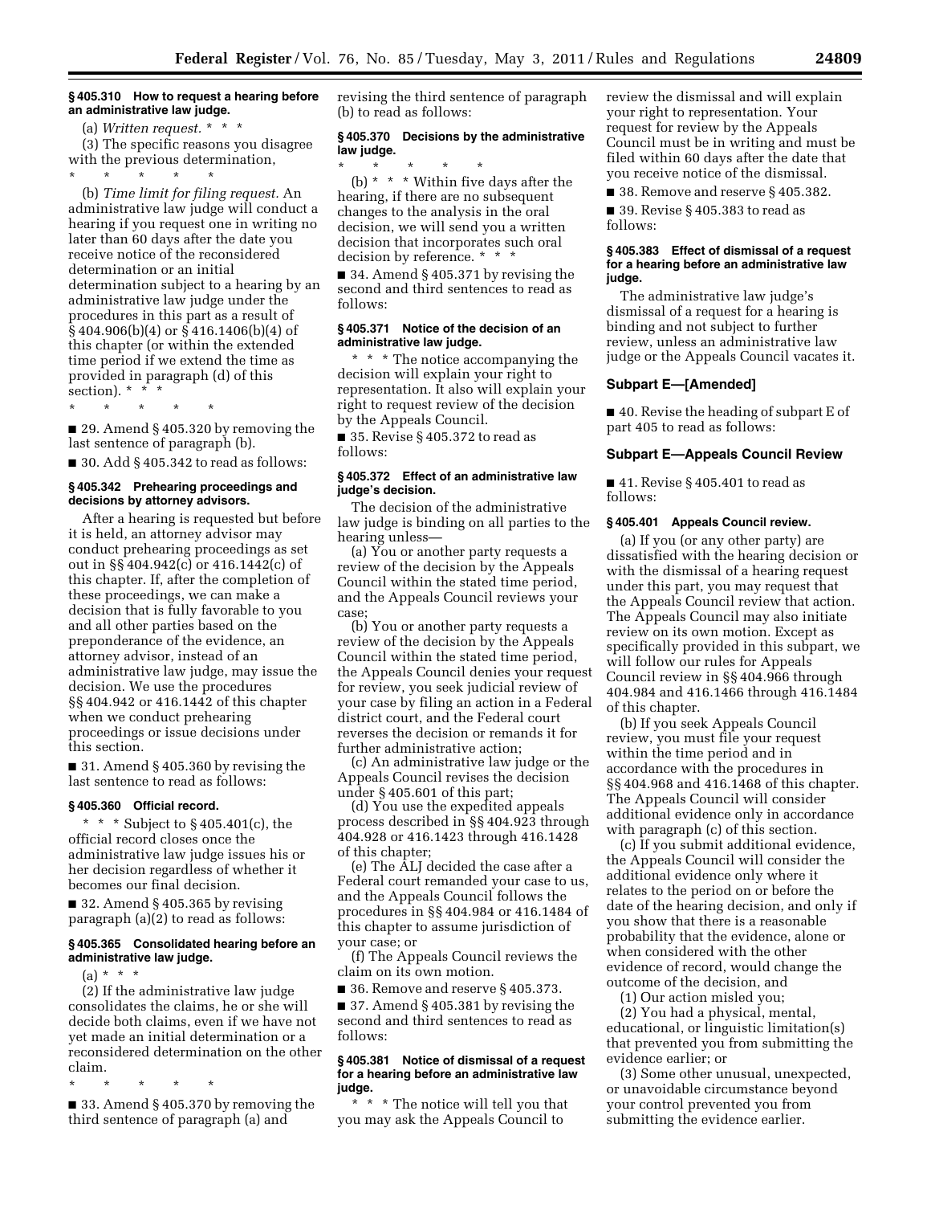**§ 405.310 How to request a hearing before an administrative law judge.**

(a) *Written request.* * * *

(3) The specific reasons you disagree with the previous determination,

\* \* \* \* \*

(b) *Time limit for filing request.* An administrative law judge will conduct a hearing if you request one in writing no later than 60 days after the date you receive notice of the reconsidered determination or an initial determination subject to a hearing by an administrative law judge under the procedures in this part as a result of § 404.906(b)(4) or § 416.1406(b)(4) of this chapter (or within the extended time period if we extend the time as provided in paragraph (d) of this section). * * *

\* \* \* \* \*

■ 29. Amend § 405.320 by removing the last sentence of paragraph (b).

■ 30. Add § 405.342 to read as follows:

**§ 405.342 Prehearing proceedings and decisions by attorney advisors.**

After a hearing is requested but before it is held, an attorney advisor may conduct prehearing proceedings as set out in §§ 404.942(c) or 416.1442(c) of this chapter. If, after the completion of these proceedings, we can make a decision that is fully favorable to you and all other parties based on the preponderance of the evidence, an attorney advisor, instead of an administrative law judge, may issue the decision. We use the procedures §§ 404.942 or 416.1442 of this chapter when we conduct prehearing proceedings or issue decisions under this section.

■ 31. Amend § 405.360 by revising the last sentence to read as follows:

**§ 405.360 Official record.**

\* \* \* Subject to § 405.401(c), the official record closes once the administrative law judge issues his or her decision regardless of whether it becomes our final decision.

■ 32. Amend § 405.365 by revising paragraph (a)(2) to read as follows:

**§ 405.365 Consolidated hearing before an administrative law judge.**

(a) * * *

(2) If the administrative law judge consolidates the claims, he or she will decide both claims, even if we have not yet made an initial determination or a reconsidered determination on the other claim.

\* \* \* \* \*

■ 33. Amend § 405.370 by removing the third sentence of paragraph (a) and revising the third sentence of paragraph (b) to read as follows:

**§ 405.370 Decisions by the administrative law judge.**

\* \* \* \* \*

(b) * * * Within five days after the hearing, if there are no subsequent changes to the analysis in the oral decision, we will send you a written decision that incorporates such oral decision by reference. * * *

■ 34. Amend § 405.371 by revising the second and third sentences to read as follows:

**§ 405.371 Notice of the decision of an administrative law judge.**

\* \* \* The notice accompanying the decision will explain your right to representation. It also will explain your right to request review of the decision by the Appeals Council.

■ 35. Revise § 405.372 to read as follows:

**§ 405.372 Effect of an administrative law judge's decision.**

The decision of the administrative law judge is binding on all parties to the hearing unless—

(a) You or another party requests a review of the decision by the Appeals Council within the stated time period, and the Appeals Council reviews your case;

(b) You or another party requests a review of the decision by the Appeals Council within the stated time period, the Appeals Council denies your request for review, you seek judicial review of your case by filing an action in a Federal district court, and the Federal court reverses the decision or remands it for further administrative action;

(c) An administrative law judge or the Appeals Council revises the decision under § 405.601 of this part;

(d) You use the expedited appeals process described in §§ 404.923 through 404.928 or 416.1423 through 416.1428 of this chapter;

(e) The ALJ decided the case after a Federal court remanded your case to us, and the Appeals Council follows the procedures in §§ 404.984 or 416.1484 of this chapter to assume jurisdiction of your case; or

(f) The Appeals Council reviews the claim on its own motion.

■ 36. Remove and reserve § 405.373.

■ 37. Amend § 405.381 by revising the second and third sentences to read as follows:

**§ 405.381 Notice of dismissal of a request for a hearing before an administrative law judge.**

\* \* \* The notice will tell you that you may ask the Appeals Council to review the dismissal and will explain your right to representation. Your request for review by the Appeals Council must be in writing and must be filed within 60 days after the date that you receive notice of the dismissal.

■ 38. Remove and reserve § 405.382.

■ 39. Revise § 405.383 to read as follows:

**§ 405.383 Effect of dismissal of a request for a hearing before an administrative law judge.**

The administrative law judge's dismissal of a request for a hearing is binding and not subject to further review, unless an administrative law judge or the Appeals Council vacates it.

### Subpart E—[Amended]

■ 40. Revise the heading of subpart E of part 405 to read as follows:

### Subpart E—Appeals Council Review

■ 41. Revise § 405.401 to read as follows:

**§ 405.401 Appeals Council review.**

(a) If you (or any other party) are dissatisfied with the hearing decision or with the dismissal of a hearing request under this part, you may request that the Appeals Council review that action. The Appeals Council may also initiate review on its own motion. Except as specifically provided in this subpart, we will follow our rules for Appeals Council review in §§ 404.966 through 404.984 and 416.1466 through 416.1484 of this chapter.

(b) If you seek Appeals Council review, you must file your request within the time period and in accordance with the procedures in §§ 404.968 and 416.1468 of this chapter. The Appeals Council will consider additional evidence only in accordance with paragraph (c) of this section.

(c) If you submit additional evidence, the Appeals Council will consider the additional evidence only where it relates to the period on or before the date of the hearing decision, and only if you show that there is a reasonable probability that the evidence, alone or when considered with the other evidence of record, would change the outcome of the decision, and

(1) Our action misled you;

(2) You had a physical, mental, educational, or linguistic limitation(s) that prevented you from submitting the evidence earlier; or

(3) Some other unusual, unexpected, or unavoidable circumstance beyond your control prevented you from submitting the evidence earlier.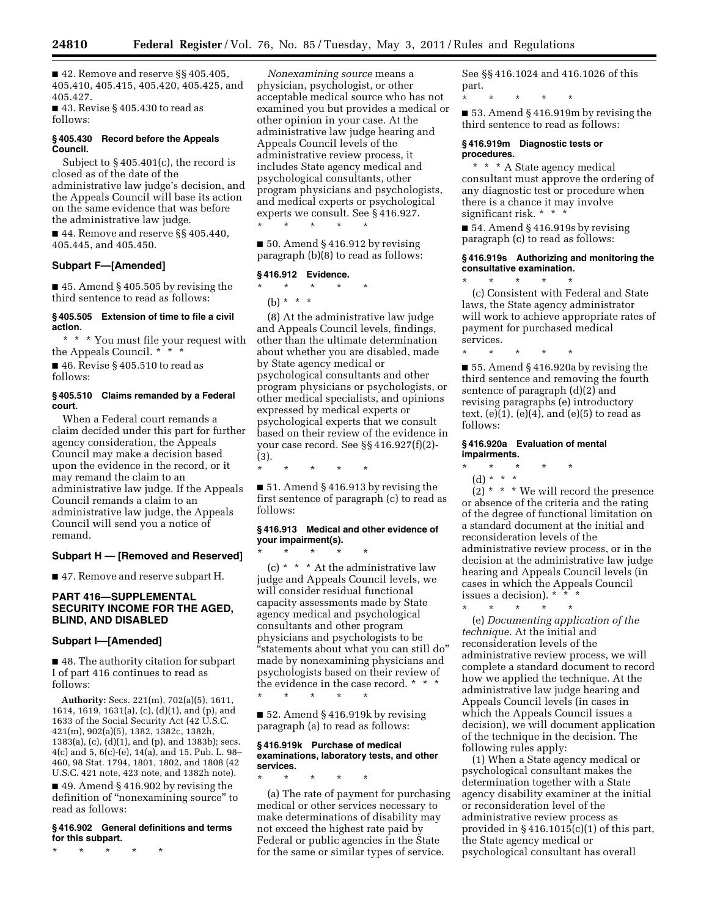■ 42. Remove and reserve §§ 405.405, 405.410, 405.415, 405.420, 405.425, and 405.427.

■ 43. Revise § 405.430 to read as follows:

**§ 405.430 Record before the Appeals Council.**

Subject to § 405.401(c), the record is closed as of the date of the administrative law judge's decision, and the Appeals Council will base its action on the same evidence that was before the administrative law judge.

■ 44. Remove and reserve §§ 405.440, 405.445, and 405.450.

## Subpart F—[Amended]

■ 45. Amend § 405.505 by revising the third sentence to read as follows:

**§ 405.505 Extension of time to file a civil action.**

\* \* \* You must file your request with the Appeals Council. \* \* \*

■ 46. Revise § 405.510 to read as follows:

**§ 405.510 Claims remanded by a Federal court.**

When a Federal court remands a claim decided under this part for further agency consideration, the Appeals Council may make a decision based upon the evidence in the record, or it may remand the claim to an administrative law judge. If the Appeals Council remands a claim to an administrative law judge, the Appeals Council will send you a notice of remand.

## Subpart H — [Removed and Reserved]

■ 47. Remove and reserve subpart H.

## PART 416—SUPPLEMENTAL SECURITY INCOME FOR THE AGED, BLIND, AND DISABLED

## Subpart I—[Amended]

■ 48. The authority citation for subpart I of part 416 continues to read as follows:

**Authority:** Secs. 221(m), 702(a)(5), 1611, 1614, 1619, 1631(a), (c), (d)(1), and (p), and 1633 of the Social Security Act (42 U.S.C. 421(m), 902(a)(5), 1382, 1382c, 1382h, 1383(a), (c), (d)(1), and (p), and 1383b); secs. 4(c) and 5, 6(c)-(e), 14(a), and 15, Pub. L. 98–460, 98 Stat. 1794, 1801, 1802, and 1808 (42 U.S.C. 421 note, 423 note, and 1382h note).

■ 49. Amend § 416.902 by revising the definition of "nonexamining source" to read as follows:

**§ 416.902 General definitions and terms for this subpart.**

\* \* \* \* \*

*Nonexamining source* means a physician, psychologist, or other acceptable medical source who has not examined you but provides a medical or other opinion in your case. At the administrative law judge hearing and Appeals Council levels of the administrative review process, it includes State agency medical and psychological consultants, other program physicians and psychologists, and medical experts or psychological experts we consult. See § 416.927.

\* \* \* \* \*

■ 50. Amend § 416.912 by revising paragraph (b)(8) to read as follows:

**§ 416.912 Evidence.**

\* \* \* \* \*

(b) \* \* \*

(8) At the administrative law judge and Appeals Council levels, findings, other than the ultimate determination about whether you are disabled, made by State agency medical or psychological consultants and other program physicians or psychologists, or other medical specialists, and opinions expressed by medical experts or psychological experts that we consult based on their review of the evidence in your case record. See §§ 416.927(f)(2)-(3).

\* \* \* \* \*

■ 51. Amend § 416.913 by revising the first sentence of paragraph (c) to read as follows:

**§ 416.913 Medical and other evidence of your impairment(s).**

\* \* \* \* \*

(c) \* \* \* At the administrative law judge and Appeals Council levels, we will consider residual functional capacity assessments made by State agency medical and psychological consultants and other program physicians and psychologists to be "statements about what you can still do" made by nonexamining physicians and psychologists based on their review of the evidence in the case record. \* \* \*

\* \* \* \* \*

■ 52. Amend § 416.919k by revising paragraph (a) to read as follows:

**§ 416.919k Purchase of medical examinations, laboratory tests, and other services.**

\* \* \* \* \*

(a) The rate of payment for purchasing medical or other services necessary to make determinations of disability may not exceed the highest rate paid by Federal or public agencies in the State for the same or similar types of service. See §§ 416.1024 and 416.1026 of this part.

\* \* \* \* \*

■ 53. Amend § 416.919m by revising the third sentence to read as follows:

**§ 416.919m Diagnostic tests or procedures.**

\* \* \* A State agency medical consultant must approve the ordering of any diagnostic test or procedure when there is a chance it may involve significant risk. \* \* \*

■ 54. Amend § 416.919s by revising paragraph (c) to read as follows:

**§ 416.919s Authorizing and monitoring the consultative examination.**

\* \* \* \* \*

(c) Consistent with Federal and State laws, the State agency administrator will work to achieve appropriate rates of payment for purchased medical services.

\* \* \* \* \*

■ 55. Amend § 416.920a by revising the third sentence and removing the fourth sentence of paragraph (d)(2) and revising paragraphs (e) introductory text, (e)(1), (e)(4), and (e)(5) to read as follows:

**§ 416.920a Evaluation of mental impairments.**

\* \* \* \* \*

(d) \* \* \*

(2) \* \* \* We will record the presence or absence of the criteria and the rating of the degree of functional limitation on a standard document at the initial and reconsideration levels of the administrative review process, or in the decision at the administrative law judge hearing and Appeals Council levels (in cases in which the Appeals Council issues a decision). \* \* \*

\* \* \* \* \*

(e) *Documenting application of the technique.* At the initial and reconsideration levels of the administrative review process, we will complete a standard document to record how we applied the technique. At the administrative law judge hearing and Appeals Council levels (in cases in which the Appeals Council issues a decision), we will document application of the technique in the decision. The following rules apply:

(1) When a State agency medical or psychological consultant makes the determination together with a State agency disability examiner at the initial or reconsideration level of the administrative review process as provided in § 416.1015(c)(1) of this part, the State agency medical or psychological consultant has overall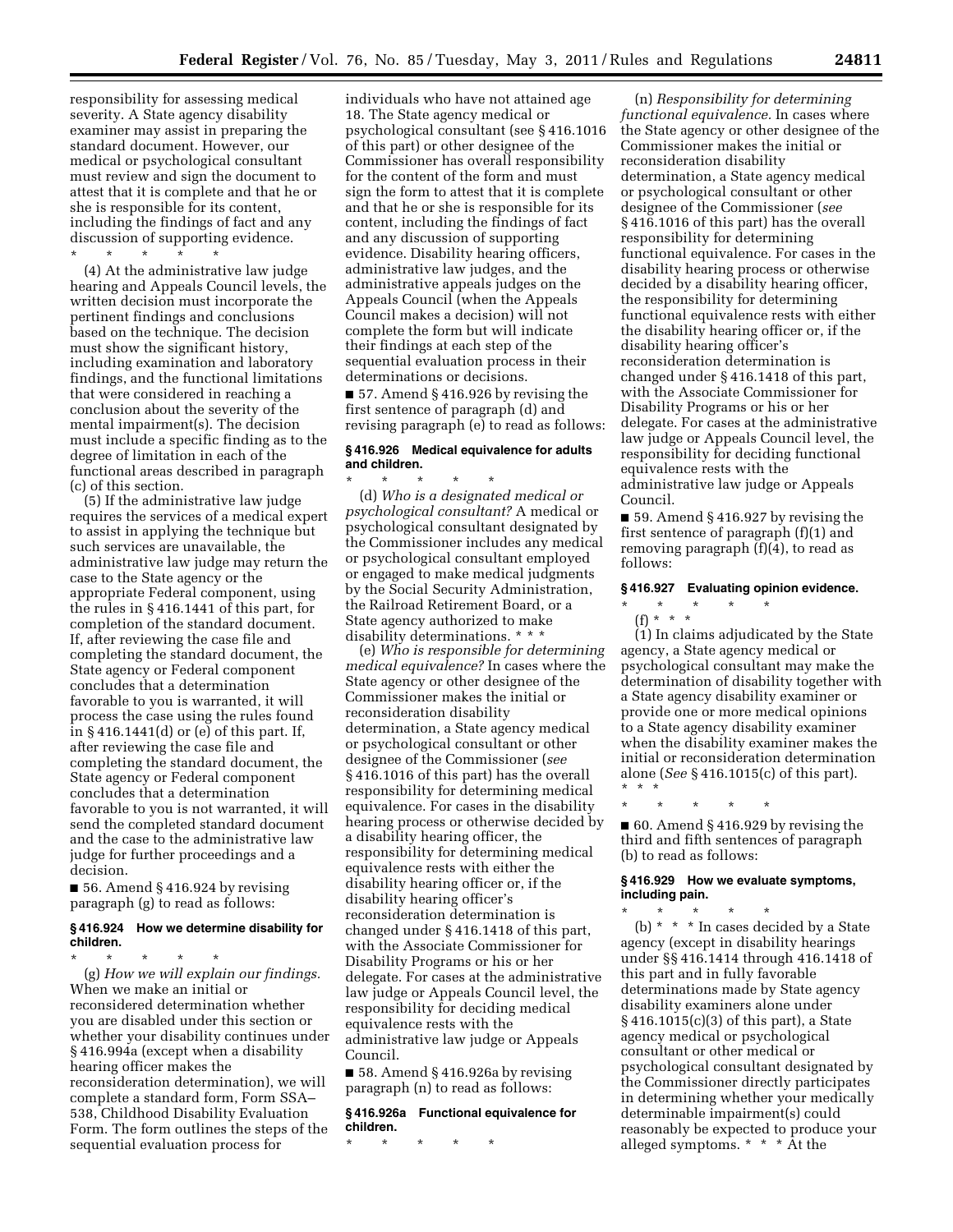responsibility for assessing medical severity. A State agency disability examiner may assist in preparing the standard document. However, our medical or psychological consultant must review and sign the document to attest that it is complete and that he or she is responsible for its content, including the findings of fact and any discussion of supporting evidence.

\* \* \* \* \*

(4) At the administrative law judge hearing and Appeals Council levels, the written decision must incorporate the pertinent findings and conclusions based on the technique. The decision must show the significant history, including examination and laboratory findings, and the functional limitations that were considered in reaching a conclusion about the severity of the mental impairment(s). The decision must include a specific finding as to the degree of limitation in each of the functional areas described in paragraph (c) of this section.

(5) If the administrative law judge requires the services of a medical expert to assist in applying the technique but such services are unavailable, the administrative law judge may return the case to the State agency or the appropriate Federal component, using the rules in § 416.1441 of this part, for completion of the standard document. If, after reviewing the case file and completing the standard document, the State agency or Federal component concludes that a determination favorable to you is warranted, it will process the case using the rules found in § 416.1441(d) or (e) of this part. If, after reviewing the case file and completing the standard document, the State agency or Federal component concludes that a determination favorable to you is not warranted, it will send the completed standard document and the case to the administrative law judge for further proceedings and a decision.

■ 56. Amend § 416.924 by revising paragraph (g) to read as follows:

### § 416.924 How we determine disability for children.

\* \* \* \* \*

(g) *How we will explain our findings.* When we make an initial or reconsidered determination whether you are disabled under this section or whether your disability continues under § 416.994a (except when a disability hearing officer makes the reconsideration determination), we will complete a standard form, Form SSA–538, Childhood Disability Evaluation Form. The form outlines the steps of the sequential evaluation process for individuals who have not attained age 18. The State agency medical or psychological consultant (see § 416.1016 of this part) or other designee of the Commissioner has overall responsibility for the content of the form and must sign the form to attest that it is complete and that he or she is responsible for its content, including the findings of fact and any discussion of supporting evidence. Disability hearing officers, administrative law judges, and the administrative appeals judges on the Appeals Council (when the Appeals Council makes a decision) will not complete the form but will indicate their findings at each step of the sequential evaluation process in their determinations or decisions.

■ 57. Amend § 416.926 by revising the first sentence of paragraph (d) and revising paragraph (e) to read as follows:

### § 416.926 Medical equivalence for adults and children.

\* \* \* \* \*

(d) *Who is a designated medical or psychological consultant?* A medical or psychological consultant designated by the Commissioner includes any medical or psychological consultant employed or engaged to make medical judgments by the Social Security Administration, the Railroad Retirement Board, or a State agency authorized to make disability determinations. \* \* \*

(e) *Who is responsible for determining medical equivalence?* In cases where the State agency or other designee of the Commissioner makes the initial or reconsideration disability determination, a State agency medical or psychological consultant or other designee of the Commissioner (*see* § 416.1016 of this part) has the overall responsibility for determining medical equivalence. For cases in the disability hearing process or otherwise decided by a disability hearing officer, the responsibility for determining medical equivalence rests with either the disability hearing officer or, if the disability hearing officer's reconsideration determination is changed under § 416.1418 of this part, with the Associate Commissioner for Disability Programs or his or her delegate. For cases at the administrative law judge or Appeals Council level, the responsibility for deciding medical equivalence rests with the administrative law judge or Appeals Council.

■ 58. Amend § 416.926a by revising paragraph (n) to read as follows:

### § 416.926a Functional equivalence for children.

\* \* \* \* \*

(n) *Responsibility for determining functional equivalence.* In cases where the State agency or other designee of the Commissioner makes the initial or reconsideration disability determination, a State agency medical or psychological consultant or other designee of the Commissioner (*see* § 416.1016 of this part) has the overall responsibility for determining functional equivalence. For cases in the disability hearing process or otherwise decided by a disability hearing officer, the responsibility for determining functional equivalence rests with either the disability hearing officer or, if the disability hearing officer's reconsideration determination is changed under § 416.1418 of this part, with the Associate Commissioner for Disability Programs or his or her delegate. For cases at the administrative law judge or Appeals Council level, the responsibility for deciding functional equivalence rests with the administrative law judge or Appeals Council.

■ 59. Amend § 416.927 by revising the first sentence of paragraph (f)(1) and removing paragraph (f)(4), to read as follows:

### § 416.927 Evaluating opinion evidence.

\* \* \* \* \*

(f) \* \* \*

(1) In claims adjudicated by the State agency, a State agency medical or psychological consultant may make the determination of disability together with a State agency disability examiner or provide one or more medical opinions to a State agency disability examiner when the disability examiner makes the initial or reconsideration determination alone (*See* § 416.1015(c) of this part). \* \* \*

\* \* \* \* \*

■ 60. Amend § 416.929 by revising the third and fifth sentences of paragraph (b) to read as follows:

### § 416.929 How we evaluate symptoms, including pain.

\* \* \* \* \*

(b) \* \* \* In cases decided by a State agency (except in disability hearings under §§ 416.1414 through 416.1418 of this part and in fully favorable determinations made by State agency disability examiners alone under § 416.1015(c)(3) of this part), a State agency medical or psychological consultant or other medical or psychological consultant designated by the Commissioner directly participates in determining whether your medically determinable impairment(s) could reasonably be expected to produce your alleged symptoms. \* \* \* At the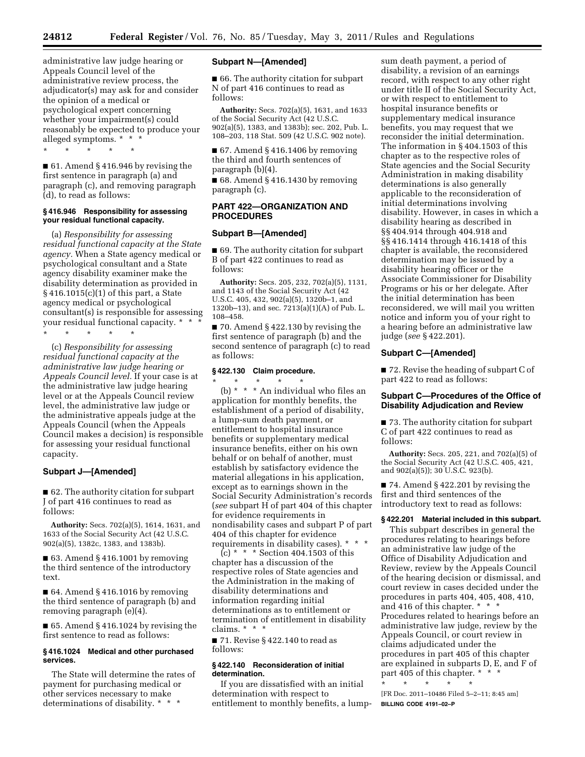administrative law judge hearing or Appeals Council level of the administrative review process, the adjudicator(s) may ask for and consider the opinion of a medical or psychological expert concerning whether your impairment(s) could reasonably be expected to produce your alleged symptoms. * * *

\* \* \* \* \*

■ 61. Amend § 416.946 by revising the first sentence in paragraph (a) and paragraph (c), and removing paragraph (d), to read as follows:

**§ 416.946 Responsibility for assessing your residual functional capacity.**

(a) *Responsibility for assessing residual functional capacity at the State agency.* When a State agency medical or psychological consultant and a State agency disability examiner make the disability determination as provided in § 416.1015(c)(1) of this part, a State agency medical or psychological consultant(s) is responsible for assessing your residual functional capacity. * * *

\* \* \* \* \*

(c) *Responsibility for assessing residual functional capacity at the administrative law judge hearing or Appeals Council level.* If your case is at the administrative law judge hearing level or at the Appeals Council review level, the administrative law judge or the administrative appeals judge at the Appeals Council (when the Appeals Council makes a decision) is responsible for assessing your residual functional capacity.

**Subpart J—[Amended]**

■ 62. The authority citation for subpart J of part 416 continues to read as follows:

**Authority:** Secs. 702(a)(5), 1614, 1631, and 1633 of the Social Security Act (42 U.S.C. 902(a)(5), 1382c, 1383, and 1383b).

■ 63. Amend § 416.1001 by removing the third sentence of the introductory text.

■ 64. Amend § 416.1016 by removing the third sentence of paragraph (b) and removing paragraph (e)(4).

■ 65. Amend § 416.1024 by revising the first sentence to read as follows:

**§ 416.1024 Medical and other purchased services.**

The State will determine the rates of payment for purchasing medical or other services necessary to make determinations of disability. * * *

**Subpart N—[Amended]**

■ 66. The authority citation for subpart N of part 416 continues to read as follows:

**Authority:** Secs. 702(a)(5), 1631, and 1633 of the Social Security Act (42 U.S.C. 902(a)(5), 1383, and 1383b); sec. 202, Pub. L. 108–203, 118 Stat. 509 (42 U.S.C. 902 note).

■ 67. Amend § 416.1406 by removing the third and fourth sentences of paragraph (b)(4).

■ 68. Amend § 416.1430 by removing paragraph (c).

## PART 422—ORGANIZATION AND PROCEDURES

**Subpart B—[Amended]**

■ 69. The authority citation for subpart B of part 422 continues to read as follows:

**Authority:** Secs. 205, 232, 702(a)(5), 1131, and 1143 of the Social Security Act (42 U.S.C. 405, 432, 902(a)(5), 1320b–1, and 1320b–13), and sec. 7213(a)(1)(A) of Pub. L. 108–458.

■ 70. Amend § 422.130 by revising the first sentence of paragraph (b) and the second sentence of paragraph (c) to read as follows:

**§ 422.130 Claim procedure.**

\* \* \* \* \*

(b) * * * An individual who files an application for monthly benefits, the establishment of a period of disability, a lump-sum death payment, or entitlement to hospital insurance benefits or supplementary medical insurance benefits, either on his own behalf or on behalf of another, must establish by satisfactory evidence the material allegations in his application, except as to earnings shown in the Social Security Administration's records (*see* subpart H of part 404 of this chapter for evidence requirements in nondisability cases and subpart P of part 404 of this chapter for evidence requirements in disability cases). * * *

(c) * * * Section 404.1503 of this chapter has a discussion of the respective roles of State agencies and the Administration in the making of disability determinations and information regarding initial determinations as to entitlement or termination of entitlement in disability claims. * * *

■ 71. Revise § 422.140 to read as follows:

**§ 422.140 Reconsideration of initial determination.**

If you are dissatisfied with an initial determination with respect to entitlement to monthly benefits, a lump-sum death payment, a period of disability, a revision of an earnings record, with respect to any other right under title II of the Social Security Act, or with respect to entitlement to hospital insurance benefits or supplementary medical insurance benefits, you may request that we reconsider the initial determination. The information in § 404.1503 of this chapter as to the respective roles of State agencies and the Social Security Administration in making disability determinations is also generally applicable to the reconsideration of initial determinations involving disability. However, in cases in which a disability hearing as described in §§ 404.914 through 404.918 and §§ 416.1414 through 416.1418 of this chapter is available, the reconsidered determination may be issued by a disability hearing officer or the Associate Commissioner for Disability Programs or his or her delegate. After the initial determination has been reconsidered, we will mail you written notice and inform you of your right to a hearing before an administrative law judge (*see* § 422.201).

**Subpart C—[Amended]**

■ 72. Revise the heading of subpart C of part 422 to read as follows:

**Subpart C—Procedures of the Office of Disability Adjudication and Review**

■ 73. The authority citation for subpart C of part 422 continues to read as follows:

**Authority:** Secs. 205, 221, and 702(a)(5) of the Social Security Act (42 U.S.C. 405, 421, and 902(a)(5)); 30 U.S.C. 923(b).

■ 74. Amend § 422.201 by revising the first and third sentences of the introductory text to read as follows:

**§ 422.201 Material included in this subpart.**

This subpart describes in general the procedures relating to hearings before an administrative law judge of the Office of Disability Adjudication and Review, review by the Appeals Council of the hearing decision or dismissal, and court review in cases decided under the procedures in parts 404, 405, 408, 410, and 416 of this chapter. * * * Procedures related to hearings before an administrative law judge, review by the Appeals Council, or court review in claims adjudicated under the procedures in part 405 of this chapter are explained in subparts D, E, and F of part 405 of this chapter. * * *

\* \* \* \* \*

[FR Doc. 2011–10486 Filed 5–2–11; 8:45 am]

**BILLING CODE 4191–02–P**